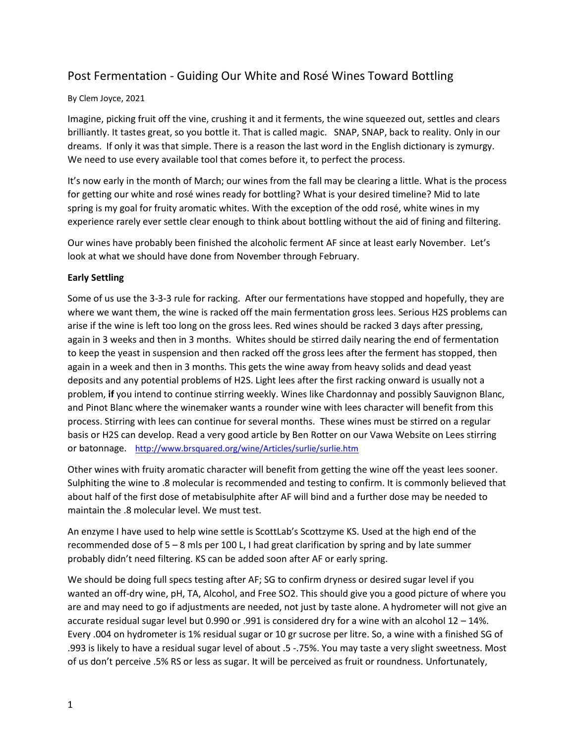# Post Fermentation - Guiding Our White and Rosé Wines Toward Bottling

By Clem Joyce, 2021

Imagine, picking fruit off the vine, crushing it and it ferments, the wine squeezed out, settles and clears brilliantly. It tastes great, so you bottle it. That is called magic. SNAP, SNAP, back to reality. Only in our dreams. If only it was that simple. There is a reason the last word in the English dictionary is zymurgy. We need to use every available tool that comes before it, to perfect the process.

It's now early in the month of March; our wines from the fall may be clearing a little. What is the process for getting our white and rosé wines ready for bottling? What is your desired timeline? Mid to late spring is my goal for fruity aromatic whites. With the exception of the odd rosé, white wines in my experience rarely ever settle clear enough to think about bottling without the aid of fining and filtering.

Our wines have probably been finished the alcoholic ferment AF since at least early November. Let's look at what we should have done from November through February.

**Early Settling**

Some of us use the 3-3-3 rule for racking. After our fermentations have stopped and hopefully, they are where we want them, the wine is racked off the main fermentation gross lees. Serious H2S problems can arise if the wine is left too long on the gross lees. Red wines should be racked 3 days after pressing, again in 3 weeks and then in 3 months. Whites should be stirred daily nearing the end of fermentation to keep the yeast in suspension and then racked off the gross lees after the ferment has stopped, then again in a week and then in 3 months. This gets the wine away from heavy solids and dead yeast deposits and any potential problems of H2S. Light lees after the first racking onward is usually not a problem, **if** you intend to continue stirring weekly. Wines like Chardonnay and possibly Sauvignon Blanc, and Pinot Blanc where the winemaker wants a rounder wine with lees character will benefit from this process. Stirring with lees can continue for several months. These wines must be stirred on a regular basis or H2S can develop. Read a very good article by Ben Rotter on our Vawa Website on Lees stirring or batonnage. http://www.brsquared.org/wine/Articles/surlie/surlie.htm

Other wines with fruity aromatic character will benefit from getting the wine off the yeast lees sooner. Sulphiting the wine to .8 molecular is recommended and testing to confirm. It is commonly believed that about half of the first dose of metabisulphite after AF will bind and a further dose may be needed to maintain the .8 molecular level. We must test.

An enzyme I have used to help wine settle is ScottLab's Scottzyme KS. Used at the high end of the recommended dose of 5 – 8 mls per 100 L, I had great clarification by spring and by late summer probably didn't need filtering. KS can be added soon after AF or early spring.

We should be doing full specs testing after AF; SG to confirm dryness or desired sugar level if you wanted an off-dry wine, pH, TA, Alcohol, and Free SO2. This should give you a good picture of where you are and may need to go if adjustments are needed, not just by taste alone. A hydrometer will not give an accurate residual sugar level but 0.990 or .991 is considered dry for a wine with an alcohol 12 – 14%. Every .004 on hydrometer is 1% residual sugar or 10 gr sucrose per litre. So, a wine with a finished SG of .993 is likely to have a residual sugar level of about .5 -.75%. You may taste a very slight sweetness. Most of us don't perceive .5% RS or less as sugar. It will be perceived as fruit or roundness. Unfortunately,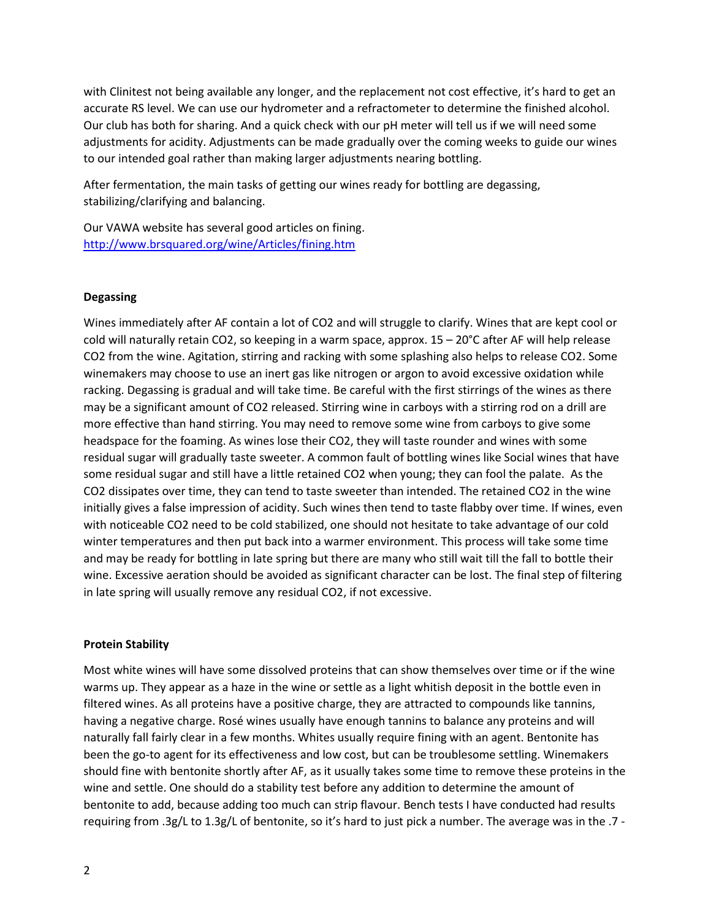with Clinitest not being available any longer, and the replacement not cost effective, it's hard to get an accurate RS level. We can use our hydrometer and a refractometer to determine the finished alcohol. Our club has both for sharing. And a quick check with our pH meter will tell us if we will need some adjustments for acidity. Adjustments can be made gradually over the coming weeks to guide our wines to our intended goal rather than making larger adjustments nearing bottling.

After fermentation, the main tasks of getting our wines ready for bottling are degassing, stabilizing/clarifying and balancing.

Our VAWA website has several good articles on fining.
[http://www.brsquared.org/wine/Articles/fining.htm](http://www.brsquared.org/wine/Articles/fining.htm)

**Degassing**

Wines immediately after AF contain a lot of $CO_2$ and will struggle to clarify. Wines that are kept cool or cold will naturally retain $CO_2$, so keeping in a warm space, approx. 15 – 20°C after AF will help release $CO_2$ from the wine. Agitation, stirring and racking with some splashing also helps to release $CO_2$. Some winemakers may choose to use an inert gas like nitrogen or argon to avoid excessive oxidation while racking. Degassing is gradual and will take time. Be careful with the first stirrings of the wines as there may be a significant amount of $CO_2$ released. Stirring wine in carboys with a stirring rod on a drill are more effective than hand stirring. You may need to remove some wine from carboys to give some headspace for the foaming. As wines lose their $CO_2$, they will taste rounder and wines with some residual sugar will gradually taste sweeter. A common fault of bottling wines like Social wines that have some residual sugar and still have a little retained $CO_2$ when young; they can fool the palate. As the $CO_2$ dissipates over time, they can tend to taste sweeter than intended. The retained $CO_2$ in the wine initially gives a false impression of acidity. Such wines then tend to taste flabby over time. If wines, even with noticeable $CO_2$ need to be cold stabilized, one should not hesitate to take advantage of our cold winter temperatures and then put back into a warmer environment. This process will take some time and may be ready for bottling in late spring but there are many who still wait till the fall to bottle their wine. Excessive aeration should be avoided as significant character can be lost. The final step of filtering in late spring will usually remove any residual $CO_2$, if not excessive.

**Protein Stability**

Most white wines will have some dissolved proteins that can show themselves over time or if the wine warms up. They appear as a haze in the wine or settle as a light whitish deposit in the bottle even in filtered wines. As all proteins have a positive charge, they are attracted to compounds like tannins, having a negative charge. Rosé wines usually have enough tannins to balance any proteins and will naturally fall fairly clear in a few months. Whites usually require fining with an agent. Bentonite has been the go-to agent for its effectiveness and low cost, but can be troublesome settling. Winemakers should fine with bentonite shortly after AF, as it usually takes some time to remove these proteins in the wine and settle. One should do a stability test before any addition to determine the amount of bentonite to add, because adding too much can strip flavour. Bench tests I have conducted had results requiring from .3g/L to 1.3g/L of bentonite, so it's hard to just pick a number. The average was in the .7 -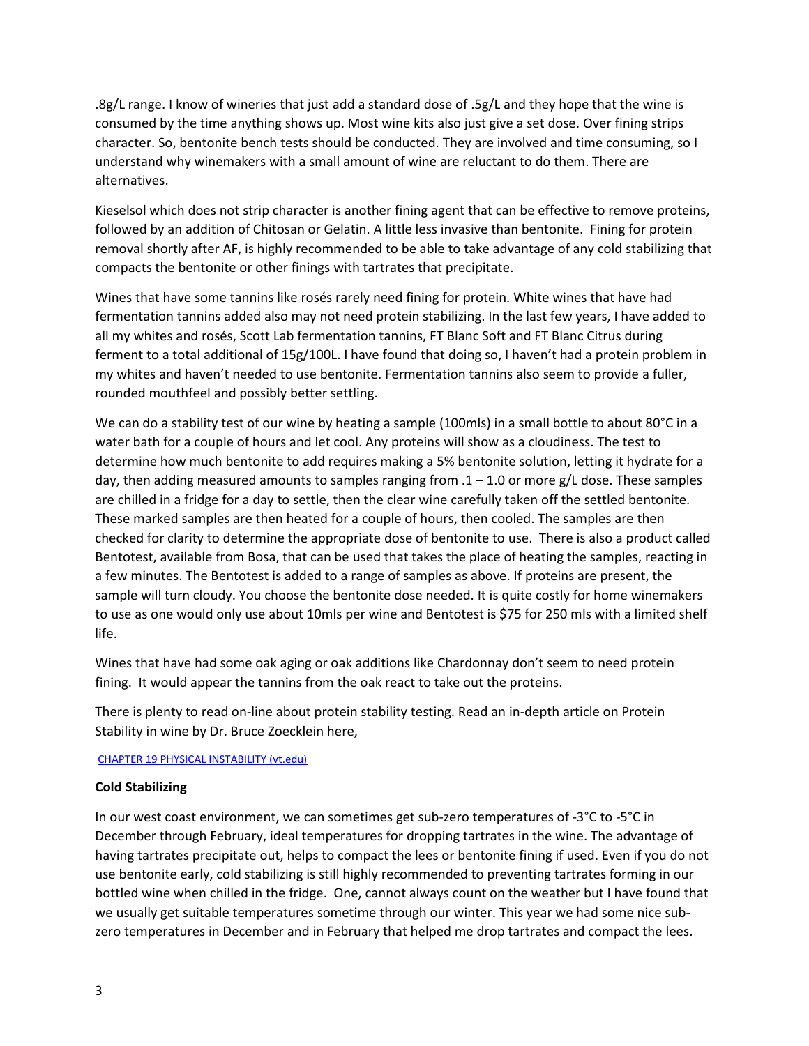.8g/L range. I know of wineries that just add a standard dose of .5g/L and they hope that the wine is consumed by the time anything shows up. Most wine kits also just give a set dose. Over fining strips character. So, bentonite bench tests should be conducted. They are involved and time consuming, so I understand why winemakers with a small amount of wine are reluctant to do them. There are alternatives.

Kieselsol which does not strip character is another fining agent that can be effective to remove proteins, followed by an addition of Chitosan or Gelatin. A little less invasive than bentonite. Fining for protein removal shortly after AF, is highly recommended to be able to take advantage of any cold stabilizing that compacts the bentonite or other finings with tartrates that precipitate.

Wines that have some tannins like rosés rarely need fining for protein. White wines that have had fermentation tannins added also may not need protein stabilizing. In the last few years, I have added to all my whites and rosés, Scott Lab fermentation tannins, FT Blanc Soft and FT Blanc Citrus during ferment to a total additional of 15g/100L. I have found that doing so, I haven't had a protein problem in my whites and haven't needed to use bentonite. Fermentation tannins also seem to provide a fuller, rounded mouthfeel and possibly better settling.

We can do a stability test of our wine by heating a sample (100mls) in a small bottle to about 80°C in a water bath for a couple of hours and let cool. Any proteins will show as a cloudiness. The test to determine how much bentonite to add requires making a 5% bentonite solution, letting it hydrate for a day, then adding measured amounts to samples ranging from .1 – 1.0 or more g/L dose. These samples are chilled in a fridge for a day to settle, then the clear wine carefully taken off the settled bentonite. These marked samples are then heated for a couple of hours, then cooled. The samples are then checked for clarity to determine the appropriate dose of bentonite to use. There is also a product called Bentotest, available from Bosa, that can be used that takes the place of heating the samples, reacting in a few minutes. The Bentotest is added to a range of samples as above. If proteins are present, the sample will turn cloudy. You choose the bentonite dose needed. It is quite costly for home winemakers to use as one would only use about 10mls per wine and Bentotest is $75 for 250 mls with a limited shelf life.

Wines that have had some oak aging or oak additions like Chardonnay don't seem to need protein fining. It would appear the tannins from the oak react to take out the proteins.

There is plenty to read on-line about protein stability testing. Read an in-depth article on Protein Stability in wine by Dr. Bruce Zoecklein here,

CHAPTER 19 PHYSICAL INSTABILITY (vt.edu)

**Cold Stabilizing**

In our west coast environment, we can sometimes get sub-zero temperatures of -3°C to -5°C in December through February, ideal temperatures for dropping tartrates in the wine. The advantage of having tartrates precipitate out, helps to compact the lees or bentonite fining if used. Even if you do not use bentonite early, cold stabilizing is still highly recommended to preventing tartrates forming in our bottled wine when chilled in the fridge. One, cannot always count on the weather but I have found that we usually get suitable temperatures sometime through our winter. This year we had some nice sub-zero temperatures in December and in February that helped me drop tartrates and compact the lees.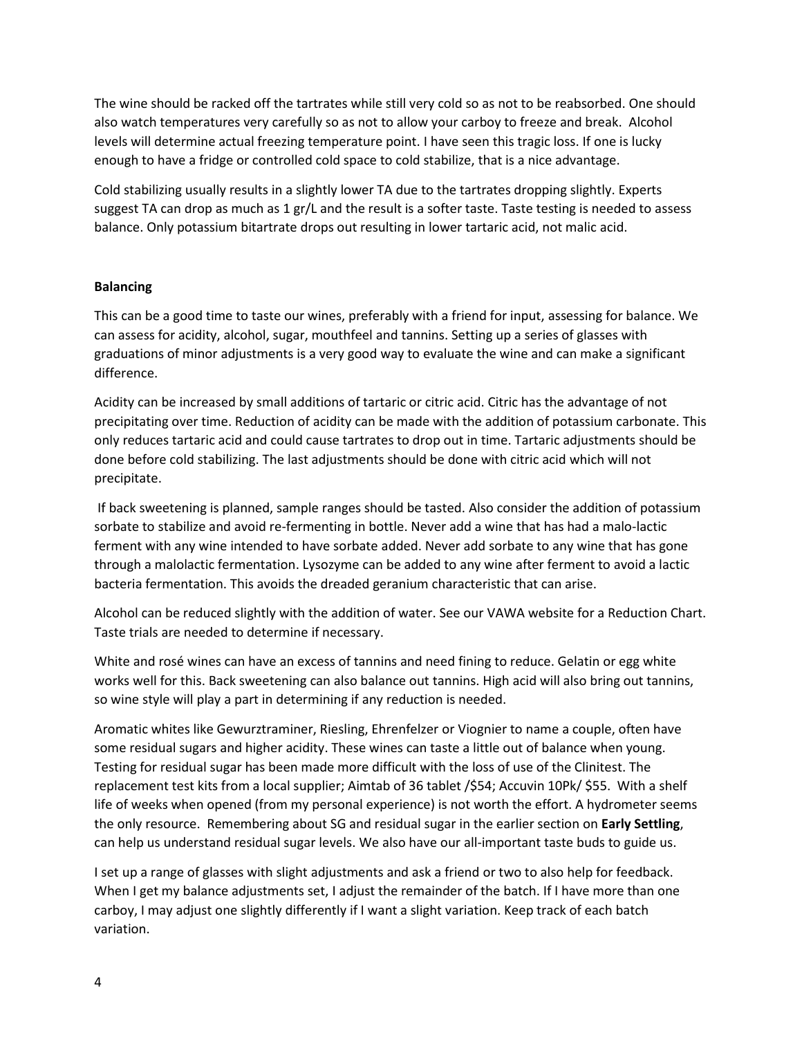The wine should be racked off the tartrates while still very cold so as not to be reabsorbed. One should also watch temperatures very carefully so as not to allow your carboy to freeze and break. Alcohol levels will determine actual freezing temperature point. I have seen this tragic loss. If one is lucky enough to have a fridge or controlled cold space to cold stabilize, that is a nice advantage.

Cold stabilizing usually results in a slightly lower TA due to the tartrates dropping slightly. Experts suggest TA can drop as much as 1 gr/L and the result is a softer taste. Taste testing is needed to assess balance. Only potassium bitartrate drops out resulting in lower tartaric acid, not malic acid.

**Balancing**

This can be a good time to taste our wines, preferably with a friend for input, assessing for balance. We can assess for acidity, alcohol, sugar, mouthfeel and tannins. Setting up a series of glasses with graduations of minor adjustments is a very good way to evaluate the wine and can make a significant difference.

Acidity can be increased by small additions of tartaric or citric acid. Citric has the advantage of not precipitating over time. Reduction of acidity can be made with the addition of potassium carbonate. This only reduces tartaric acid and could cause tartrates to drop out in time. Tartaric adjustments should be done before cold stabilizing. The last adjustments should be done with citric acid which will not precipitate.

If back sweetening is planned, sample ranges should be tasted. Also consider the addition of potassium sorbate to stabilize and avoid re-fermenting in bottle. Never add a wine that has had a malo-lactic ferment with any wine intended to have sorbate added. Never add sorbate to any wine that has gone through a malolactic fermentation. Lysozyme can be added to any wine after ferment to avoid a lactic bacteria fermentation. This avoids the dreaded geranium characteristic that can arise.

Alcohol can be reduced slightly with the addition of water. See our VAWA website for a Reduction Chart. Taste trials are needed to determine if necessary.

White and rosé wines can have an excess of tannins and need fining to reduce. Gelatin or egg white works well for this. Back sweetening can also balance out tannins. High acid will also bring out tannins, so wine style will play a part in determining if any reduction is needed.

Aromatic whites like Gewurztraminer, Riesling, Ehrenfelzer or Viognier to name a couple, often have some residual sugars and higher acidity. These wines can taste a little out of balance when young. Testing for residual sugar has been made more difficult with the loss of use of the Clinitest. The replacement test kits from a local supplier; Aimtab of 36 tablet /$54; Accuvin 10Pk/ $55. With a shelf life of weeks when opened (from my personal experience) is not worth the effort. A hydrometer seems the only resource. Remembering about SG and residual sugar in the earlier section on **Early Settling**, can help us understand residual sugar levels. We also have our all-important taste buds to guide us.

I set up a range of glasses with slight adjustments and ask a friend or two to also help for feedback. When I get my balance adjustments set, I adjust the remainder of the batch. If I have more than one carboy, I may adjust one slightly differently if I want a slight variation. Keep track of each batch variation.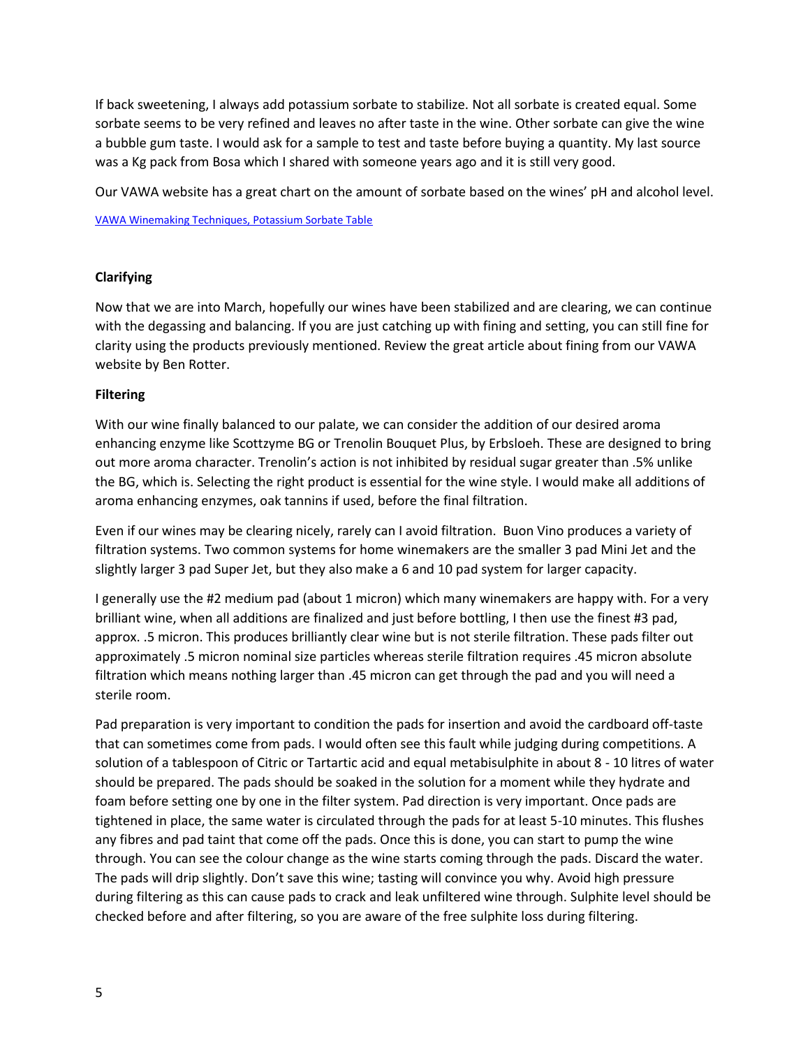If back sweetening, I always add potassium sorbate to stabilize. Not all sorbate is created equal. Some sorbate seems to be very refined and leaves no after taste in the wine. Other sorbate can give the wine a bubble gum taste. I would ask for a sample to test and taste before buying a quantity. My last source was a Kg pack from Bosa which I shared with someone years ago and it is still very good.

Our VAWA website has a great chart on the amount of sorbate based on the wines' pH and alcohol level.

[VAWA Winemaking Techniques, Potassium Sorbate Table]

**Clarifying**

Now that we are into March, hopefully our wines have been stabilized and are clearing, we can continue with the degassing and balancing. If you are just catching up with fining and setting, you can still fine for clarity using the products previously mentioned. Review the great article about fining from our VAWA website by Ben Rotter.

**Filtering**

With our wine finally balanced to our palate, we can consider the addition of our desired aroma enhancing enzyme like Scottzyme BG or Trenolin Bouquet Plus, by Erbsloeh. These are designed to bring out more aroma character. Trenolin's action is not inhibited by residual sugar greater than .5% unlike the BG, which is. Selecting the right product is essential for the wine style. I would make all additions of aroma enhancing enzymes, oak tannins if used, before the final filtration.

Even if our wines may be clearing nicely, rarely can I avoid filtration. Buon Vino produces a variety of filtration systems. Two common systems for home winemakers are the smaller 3 pad Mini Jet and the slightly larger 3 pad Super Jet, but they also make a 6 and 10 pad system for larger capacity.

I generally use the #2 medium pad (about 1 micron) which many winemakers are happy with. For a very brilliant wine, when all additions are finalized and just before bottling, I then use the finest #3 pad, approx. .5 micron. This produces brilliantly clear wine but is not sterile filtration. These pads filter out approximately .5 micron nominal size particles whereas sterile filtration requires .45 micron absolute filtration which means nothing larger than .45 micron can get through the pad and you will need a sterile room.

Pad preparation is very important to condition the pads for insertion and avoid the cardboard off-taste that can sometimes come from pads. I would often see this fault while judging during competitions. A solution of a tablespoon of Citric or Tartartic acid and equal metabisulphite in about 8 - 10 litres of water should be prepared. The pads should be soaked in the solution for a moment while they hydrate and foam before setting one by one in the filter system. Pad direction is very important. Once pads are tightened in place, the same water is circulated through the pads for at least 5-10 minutes. This flushes any fibres and pad taint that come off the pads. Once this is done, you can start to pump the wine through. You can see the colour change as the wine starts coming through the pads. Discard the water. The pads will drip slightly. Don't save this wine; tasting will convince you why. Avoid high pressure during filtering as this can cause pads to crack and leak unfiltered wine through. Sulphite level should be checked before and after filtering, so you are aware of the free sulphite loss during filtering.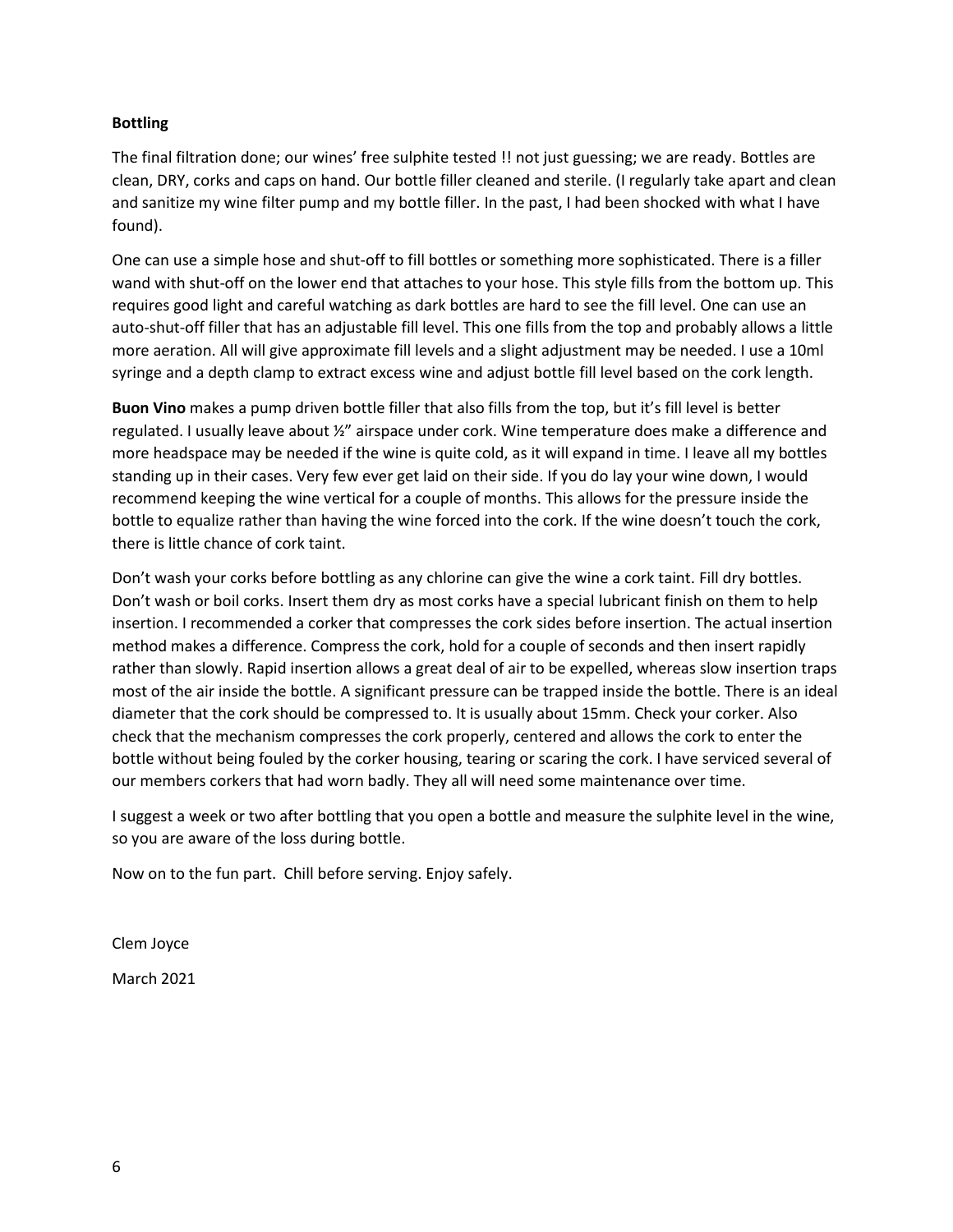**Bottling**

The final filtration done; our wines' free sulphite tested !! not just guessing; we are ready. Bottles are clean, DRY, corks and caps on hand. Our bottle filler cleaned and sterile. (I regularly take apart and clean and sanitize my wine filter pump and my bottle filler. In the past, I had been shocked with what I have found).

One can use a simple hose and shut-off to fill bottles or something more sophisticated. There is a filler wand with shut-off on the lower end that attaches to your hose. This style fills from the bottom up. This requires good light and careful watching as dark bottles are hard to see the fill level. One can use an auto-shut-off filler that has an adjustable fill level. This one fills from the top and probably allows a little more aeration. All will give approximate fill levels and a slight adjustment may be needed. I use a 10ml syringe and a depth clamp to extract excess wine and adjust bottle fill level based on the cork length.

**Buon Vino** makes a pump driven bottle filler that also fills from the top, but it's fill level is better regulated. I usually leave about ½" airspace under cork. Wine temperature does make a difference and more headspace may be needed if the wine is quite cold, as it will expand in time. I leave all my bottles standing up in their cases. Very few ever get laid on their side. If you do lay your wine down, I would recommend keeping the wine vertical for a couple of months. This allows for the pressure inside the bottle to equalize rather than having the wine forced into the cork. If the wine doesn't touch the cork, there is little chance of cork taint.

Don't wash your corks before bottling as any chlorine can give the wine a cork taint. Fill dry bottles. Don't wash or boil corks. Insert them dry as most corks have a special lubricant finish on them to help insertion. I recommended a corker that compresses the cork sides before insertion. The actual insertion method makes a difference. Compress the cork, hold for a couple of seconds and then insert rapidly rather than slowly. Rapid insertion allows a great deal of air to be expelled, whereas slow insertion traps most of the air inside the bottle. A significant pressure can be trapped inside the bottle. There is an ideal diameter that the cork should be compressed to. It is usually about 15mm. Check your corker. Also check that the mechanism compresses the cork properly, centered and allows the cork to enter the bottle without being fouled by the corker housing, tearing or scaring the cork. I have serviced several of our members corkers that had worn badly. They all will need some maintenance over time.

I suggest a week or two after bottling that you open a bottle and measure the sulphite level in the wine, so you are aware of the loss during bottle.

Now on to the fun part. Chill before serving. Enjoy safely.

Clem Joyce

March 2021